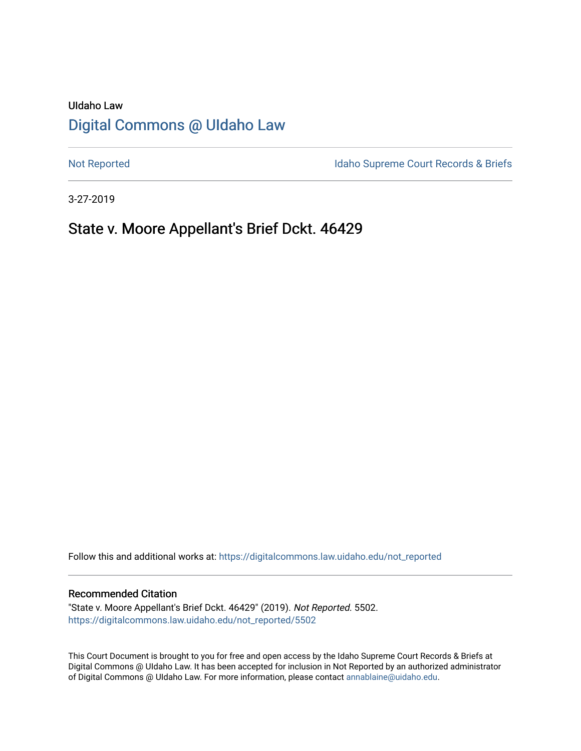UIdaho Law

# Digital Commons @ UIdaho Law

Not Reported

Idaho Supreme Court Records & Briefs

3-27-2019

## State v. Moore Appellant's Brief Dckt. 46429

Follow this and additional works at: https://digitalcommons.law.uidaho.edu/not_reported

### Recommended Citation

"State v. Moore Appellant's Brief Dckt. 46429" (2019). *Not Reported*. 5502.
https://digitalcommons.law.uidaho.edu/not_reported/5502

This Court Document is brought to you for free and open access by the Idaho Supreme Court Records & Briefs at Digital Commons @ UIdaho Law. It has been accepted for inclusion in Not Reported by an authorized administrator of Digital Commons @ UIdaho Law. For more information, please contact annablaine@uidaho.edu.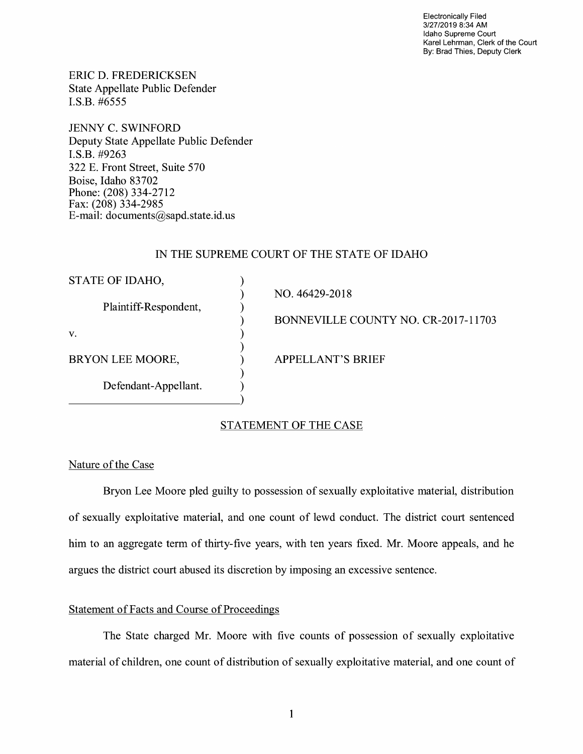Electronically Filed
3/27/2019 8:34 AM
Idaho Supreme Court
Karel Lehrman, Clerk of the Court
By: Brad Thies, Deputy Clerk

ERIC D. FREDERICKSEN
State Appellate Public Defender
I.S.B. #6555

JENNY C. SWINFORD
Deputy State Appellate Public Defender
I.S.B. #9263
322 E. Front Street, Suite 570
Boise, Idaho 83702
Phone: (208) 334-2712
Fax: (208) 334-2985
E-mail: documents@sapd.state.id.us

IN THE SUPREME COURT OF THE STATE OF IDAHO

| | |
|---|---|
| STATE OF IDAHO, | NO. 46429-2018 |
| Plaintiff-Respondent, | BONNEVILLE COUNTY NO. CR-2017-11703 |
| v. | |
| BRYON LEE MOORE, | APPELLANT'S BRIEF |
| Defendant-Appellant. | |

## STATEMENT OF THE CASE

### Nature of the Case

Bryon Lee Moore pled guilty to possession of sexually exploitative material, distribution of sexually exploitative material, and one count of lewd conduct. The district court sentenced him to an aggregate term of thirty-five years, with ten years fixed. Mr. Moore appeals, and he argues the district court abused its discretion by imposing an excessive sentence.

### Statement of Facts and Course of Proceedings

The State charged Mr. Moore with five counts of possession of sexually exploitative material of children, one count of distribution of sexually exploitative material, and one count of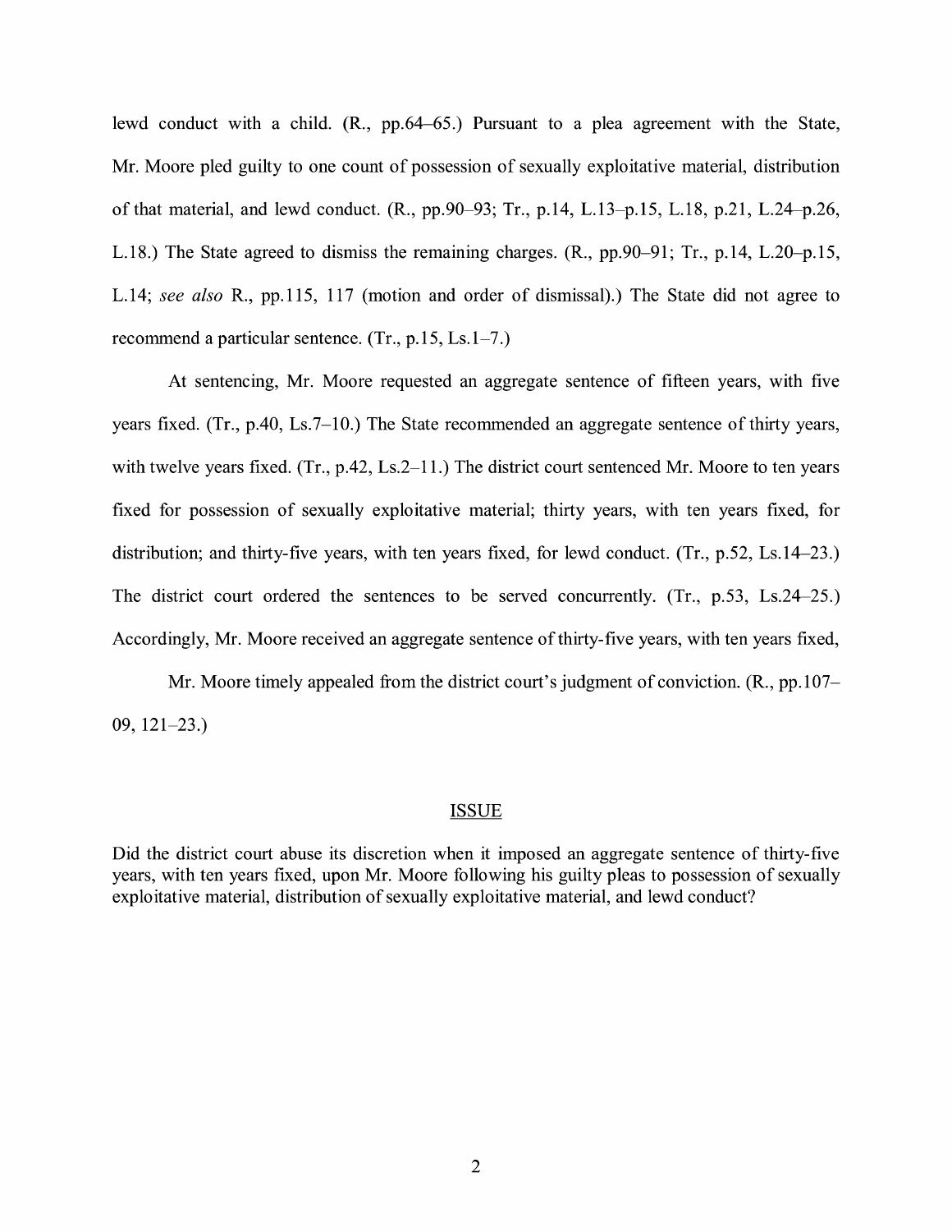lewd conduct with a child. (R., pp.64–65.) Pursuant to a plea agreement with the State, Mr. Moore pled guilty to one count of possession of sexually exploitative material, distribution of that material, and lewd conduct. (R., pp.90–93; Tr., p.14, L.13–p.15, L.18, p.21, L.24–p.26, L.18.) The State agreed to dismiss the remaining charges. (R., pp.90–91; Tr., p.14, L.20–p.15, L.14; *see also* R., pp.115, 117 (motion and order of dismissal).) The State did not agree to recommend a particular sentence. (Tr., p.15, Ls.1–7.)

At sentencing, Mr. Moore requested an aggregate sentence of fifteen years, with five years fixed. (Tr., p.40, Ls.7–10.) The State recommended an aggregate sentence of thirty years, with twelve years fixed. (Tr., p.42, Ls.2–11.) The district court sentenced Mr. Moore to ten years fixed for possession of sexually exploitative material; thirty years, with ten years fixed, for distribution; and thirty-five years, with ten years fixed, for lewd conduct. (Tr., p.52, Ls.14–23.) The district court ordered the sentences to be served concurrently. (Tr., p.53, Ls.24–25.) Accordingly, Mr. Moore received an aggregate sentence of thirty-five years, with ten years fixed,

Mr. Moore timely appealed from the district court's judgment of conviction. (R., pp.107–09, 121–23.)

## ISSUE

Did the district court abuse its discretion when it imposed an aggregate sentence of thirty-five years, with ten years fixed, upon Mr. Moore following his guilty pleas to possession of sexually exploitative material, distribution of sexually exploitative material, and lewd conduct?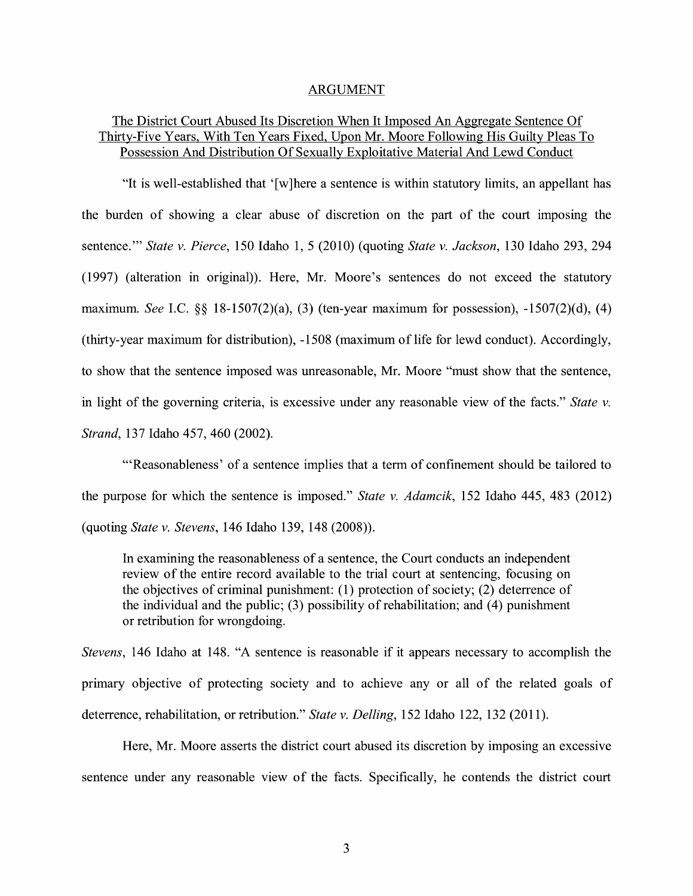## ARGUMENT

<u>The District Court Abused Its Discretion When It Imposed An Aggregate Sentence Of Thirty-Five Years, With Ten Years Fixed, Upon Mr. Moore Following His Guilty Pleas To Possession And Distribution Of Sexually Exploitative Material And Lewd Conduct</u>

"It is well-established that '[w]here a sentence is within statutory limits, an appellant has the burden of showing a clear abuse of discretion on the part of the court imposing the sentence.'" *State v. Pierce*, 150 Idaho 1, 5 (2010) (quoting *State v. Jackson*, 130 Idaho 293, 294 (1997) (alteration in original)). Here, Mr. Moore's sentences do not exceed the statutory maximum. *See* I.C. §§ 18-1507(2)(a), (3) (ten-year maximum for possession), -1507(2)(d), (4) (thirty-year maximum for distribution), -1508 (maximum of life for lewd conduct). Accordingly, to show that the sentence imposed was unreasonable, Mr. Moore "must show that the sentence, in light of the governing criteria, is excessive under any reasonable view of the facts." *State v. Strand*, 137 Idaho 457, 460 (2002).

"'Reasonableness' of a sentence implies that a term of confinement should be tailored to the purpose for which the sentence is imposed." *State v. Adamcik*, 152 Idaho 445, 483 (2012) (quoting *State v. Stevens*, 146 Idaho 139, 148 (2008)).

> In examining the reasonableness of a sentence, the Court conducts an independent review of the entire record available to the trial court at sentencing, focusing on the objectives of criminal punishment: (1) protection of society; (2) deterrence of the individual and the public; (3) possibility of rehabilitation; and (4) punishment or retribution for wrongdoing.

*Stevens*, 146 Idaho at 148. "A sentence is reasonable if it appears necessary to accomplish the primary objective of protecting society and to achieve any or all of the related goals of deterrence, rehabilitation, or retribution." *State v. Delling*, 152 Idaho 122, 132 (2011).

Here, Mr. Moore asserts the district court abused its discretion by imposing an excessive sentence under any reasonable view of the facts. Specifically, he contends the district court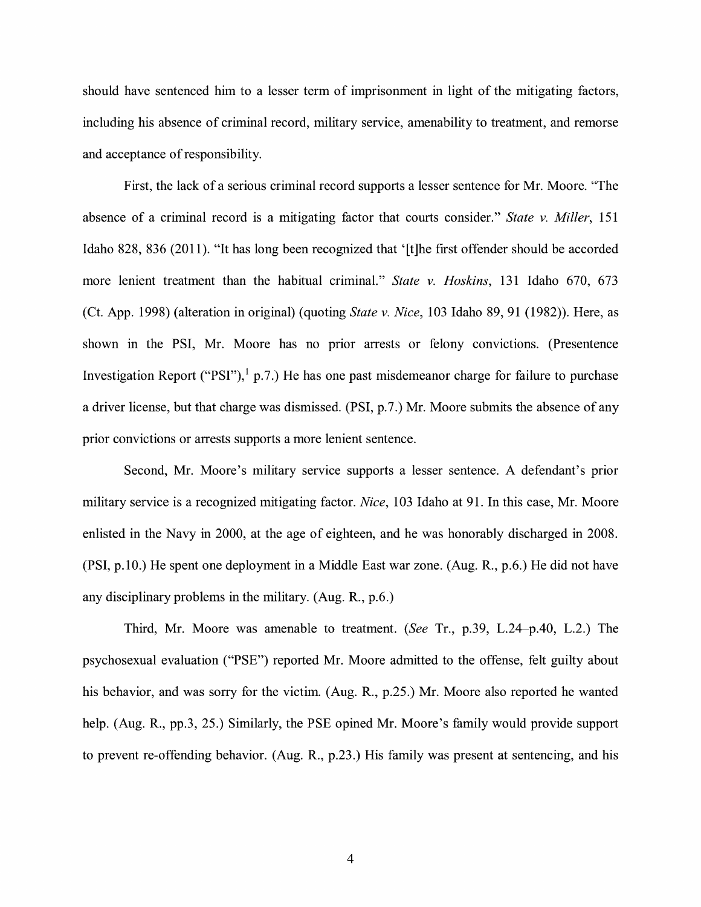should have sentenced him to a lesser term of imprisonment in light of the mitigating factors, including his absence of criminal record, military service, amenability to treatment, and remorse and acceptance of responsibility.

First, the lack of a serious criminal record supports a lesser sentence for Mr. Moore. "The absence of a criminal record is a mitigating factor that courts consider." *State v. Miller*, 151 Idaho 828, 836 (2011). "It has long been recognized that '[t]he first offender should be accorded more lenient treatment than the habitual criminal." *State v. Hoskins*, 131 Idaho 670, 673 (Ct. App. 1998) (alteration in original) (quoting *State v. Nice*, 103 Idaho 89, 91 (1982)). Here, as shown in the PSI, Mr. Moore has no prior arrests or felony convictions. (Presentence Investigation Report ("PSI"),[1] p.7.) He has one past misdemeanor charge for failure to purchase a driver license, but that charge was dismissed. (PSI, p.7.) Mr. Moore submits the absence of any prior convictions or arrests supports a more lenient sentence.

Second, Mr. Moore's military service supports a lesser sentence. A defendant's prior military service is a recognized mitigating factor. *Nice*, 103 Idaho at 91. In this case, Mr. Moore enlisted in the Navy in 2000, at the age of eighteen, and he was honorably discharged in 2008. (PSI, p.10.) He spent one deployment in a Middle East war zone. (Aug. R., p.6.) He did not have any disciplinary problems in the military. (Aug. R., p.6.)

Third, Mr. Moore was amenable to treatment. (*See* Tr., p.39, L.24–p.40, L.2.) The psychosexual evaluation ("PSE") reported Mr. Moore admitted to the offense, felt guilty about his behavior, and was sorry for the victim. (Aug. R., p.25.) Mr. Moore also reported he wanted help. (Aug. R., pp.3, 25.) Similarly, the PSE opined Mr. Moore's family would provide support to prevent re-offending behavior. (Aug. R., p.23.) His family was present at sentencing, and his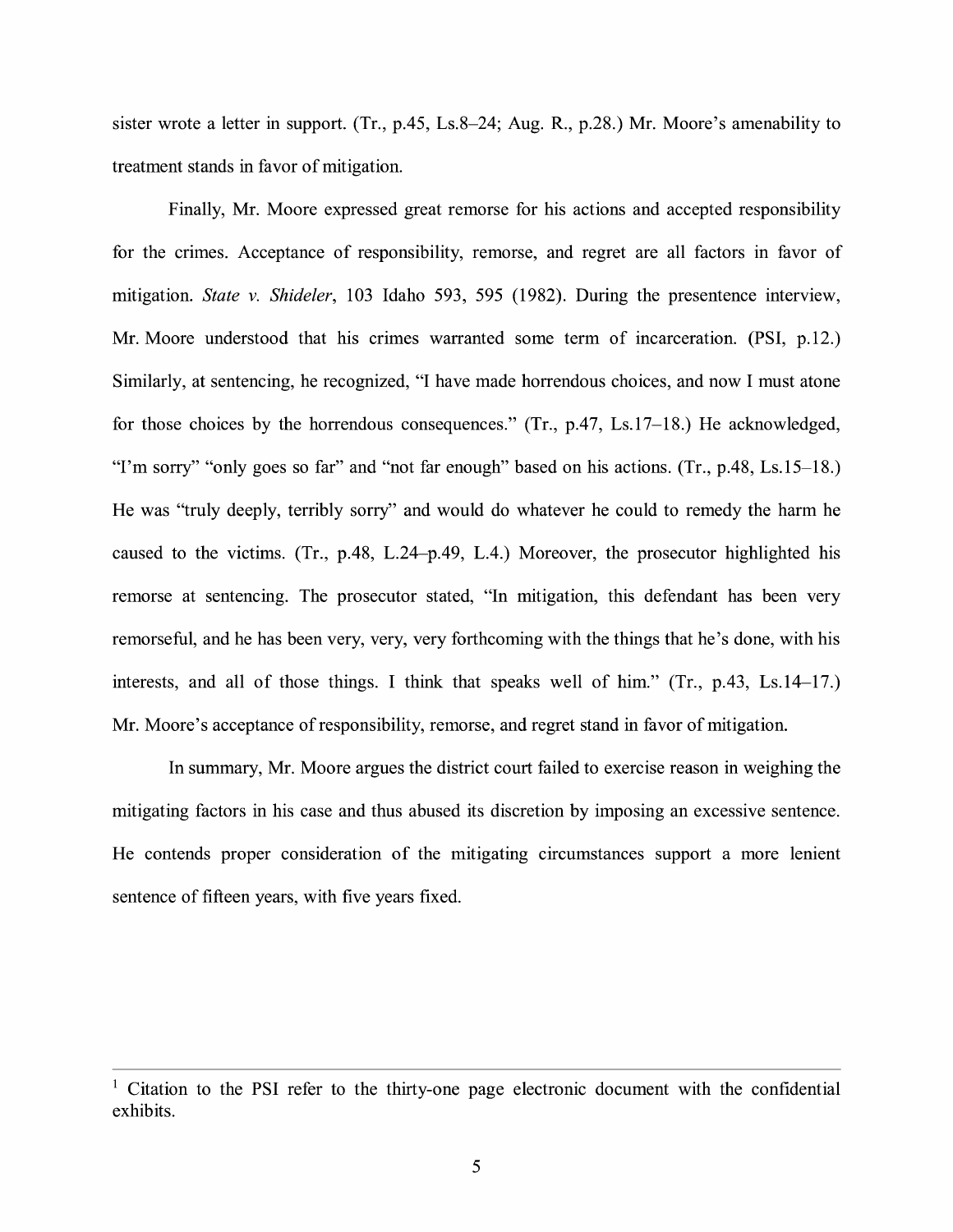sister wrote a letter in support. (Tr., p.45, Ls.8–24; Aug. R., p.28.) Mr. Moore's amenability to treatment stands in favor of mitigation.

Finally, Mr. Moore expressed great remorse for his actions and accepted responsibility for the crimes. Acceptance of responsibility, remorse, and regret are all factors in favor of mitigation. *State v. Shideler*, 103 Idaho 593, 595 (1982). During the presentence interview, Mr. Moore understood that his crimes warranted some term of incarceration. (PSI, p.12.) Similarly, at sentencing, he recognized, "I have made horrendous choices, and now I must atone for those choices by the horrendous consequences." (Tr., p.47, Ls.17–18.) He acknowledged, "I'm sorry" "only goes so far" and "not far enough" based on his actions. (Tr., p.48, Ls.15–18.) He was "truly deeply, terribly sorry" and would do whatever he could to remedy the harm he caused to the victims. (Tr., p.48, L.24–p.49, L.4.) Moreover, the prosecutor highlighted his remorse at sentencing. The prosecutor stated, "In mitigation, this defendant has been very remorseful, and he has been very, very, very forthcoming with the things that he's done, with his interests, and all of those things. I think that speaks well of him." (Tr., p.43, Ls.14–17.) Mr. Moore's acceptance of responsibility, remorse, and regret stand in favor of mitigation.

In summary, Mr. Moore argues the district court failed to exercise reason in weighing the mitigating factors in his case and thus abused its discretion by imposing an excessive sentence. He contends proper consideration of the mitigating circumstances support a more lenient sentence of fifteen years, with five years fixed.

---

[1] Citation to the PSI refer to the thirty-one page electronic document with the confidential exhibits.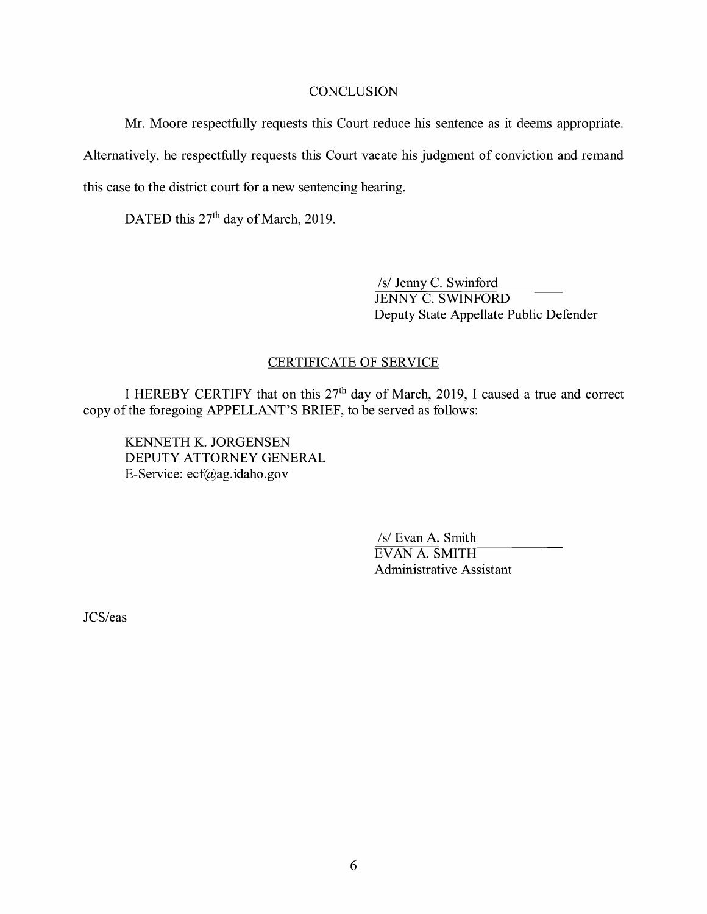## CONCLUSION

Mr. Moore respectfully requests this Court reduce his sentence as it deems appropriate. Alternatively, he respectfully requests this Court vacate his judgment of conviction and remand this case to the district court for a new sentencing hearing.

DATED this 27th day of March, 2019.

/s/ Jenny C. Swinford
JENNY C. SWINFORD
Deputy State Appellate Public Defender

## CERTIFICATE OF SERVICE

I HEREBY CERTIFY that on this 27th day of March, 2019, I caused a true and correct copy of the foregoing APPELLANT'S BRIEF, to be served as follows:

KENNETH K. JORGENSEN
DEPUTY ATTORNEY GENERAL
E-Service: ecf@ag.idaho.gov

/s/ Evan A. Smith
EVAN A. SMITH
Administrative Assistant

JCS/eas